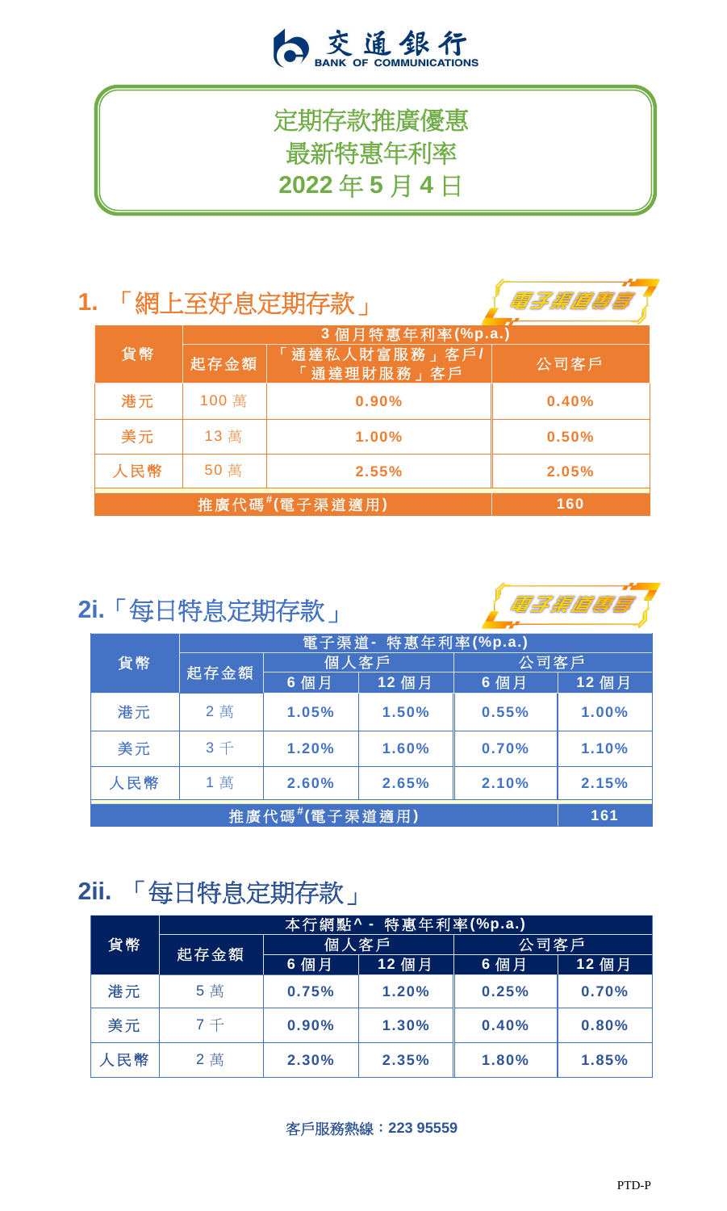交通銀行
BANK OF COMMUNICATIONS

# 定期存款推廣優惠
# 最新特惠年利率
# 2022 年 5 月 4 日

## 1. 「網上至好息定期存款」

電子渠道專享

| 貨幣 | 3 個月特惠年利率(%p.a.) | | |
|---|---|---|---|
| | 起存金額 | 「通達私人財富服務」客戶/「通達理財服務」客戶 | 公司客戶 |
| 港元 | 100 萬 | 0.90% | 0.40% |
| 美元 | 13 萬 | 1.00% | 0.50% |
| 人民幣 | 50 萬 | 2.55% | 2.05% |
| 推廣代碼#(電子渠道適用) | | | 160 |

## 2i.「每日特息定期存款」

電子渠道專享

| 貨幣 | 電子渠道- 特惠年利率(%p.a.) | | | | |
|---|---|---|---|---|---|
| | 起存金額 | 個人客戶 | | 公司客戶 | |
| | | 6 個月 | 12 個月 | 6 個月 | 12 個月 |
| 港元 | 2 萬 | 1.05% | 1.50% | 0.55% | 1.00% |
| 美元 | 3 千 | 1.20% | 1.60% | 0.70% | 1.10% |
| 人民幣 | 1 萬 | 2.60% | 2.65% | 2.10% | 2.15% |
| 推廣代碼#(電子渠道適用) | | | | | 161 |

## 2ii. 「每日特息定期存款」

| 貨幣 | 本行網點^ - 特惠年利率(%p.a.) | | | | |
|---|---|---|---|---|---|
| | 起存金額 | 個人客戶 | | 公司客戶 | |
| | | 6 個月 | 12 個月 | 6 個月 | 12 個月 |
| 港元 | 5 萬 | 0.75% | 1.20% | 0.25% | 0.70% |
| 美元 | 7 千 | 0.90% | 1.30% | 0.40% | 0.80% |
| 人民幣 | 2 萬 | 2.30% | 2.35% | 1.80% | 1.85% |

客戶服務熱線：**223 95559**

PTD-P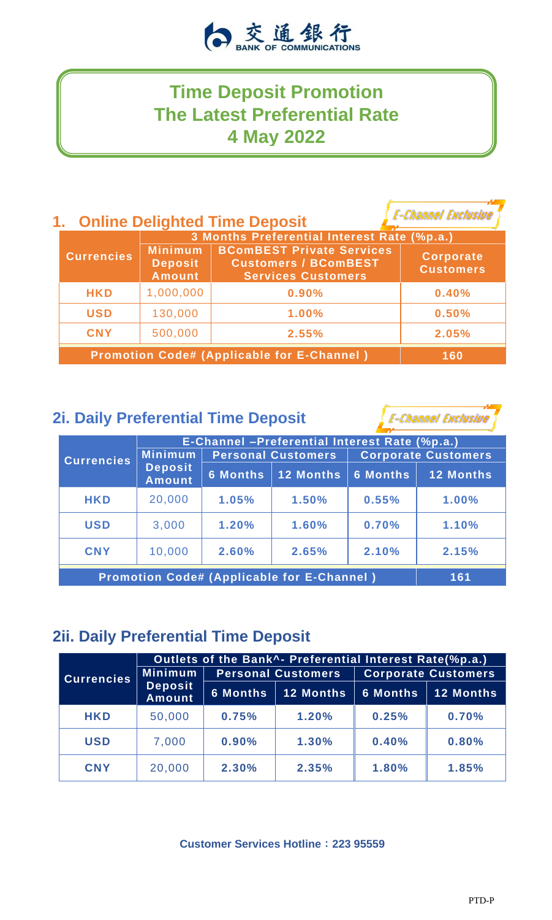交通銀行 BANK OF COMMUNICATIONS

# Time Deposit Promotion
# The Latest Preferential Rate
# 4 May 2022

## 1. Online Delighted Time Deposit

*E-Channel Exclusive*

| Currencies | 3 Months Preferential Interest Rate (%p.a.) | | |
|---|---|---|---|
| | Minimum Deposit Amount | BComBEST Private Services Customers / BComBEST Services Customers | Corporate Customers |
| HKD | 1,000,000 | 0.90% | 0.40% |
| USD | 130,000 | 1.00% | 0.50% |
| CNY | 500,000 | 2.55% | 2.05% |
| Promotion Code# (Applicable for E-Channel ) | | | 160 |

## 2i. Daily Preferential Time Deposit

*E-Channel Exclusive*

| Currencies | E-Channel –Preferential Interest Rate (%p.a.) | | | | |
|---|---|---|---|---|---|
| | Minimum Deposit Amount | Personal Customers | | Corporate Customers | |
| | | 6 Months | 12 Months | 6 Months | 12 Months |
| HKD | 20,000 | 1.05% | 1.50% | 0.55% | 1.00% |
| USD | 3,000 | 1.20% | 1.60% | 0.70% | 1.10% |
| CNY | 10,000 | 2.60% | 2.65% | 2.10% | 2.15% |
| Promotion Code# (Applicable for E-Channel ) | | | | | 161 |

## 2ii. Daily Preferential Time Deposit

| Currencies | Outlets of the Bank^- Preferential Interest Rate(%p.a.) | | | | |
|---|---|---|---|---|---|
| | Minimum Deposit Amount | Personal Customers | | Corporate Customers | |
| | | 6 Months | 12 Months | 6 Months | 12 Months |
| HKD | 50,000 | 0.75% | 1.20% | 0.25% | 0.70% |
| USD | 7,000 | 0.90% | 1.30% | 0.40% | 0.80% |
| CNY | 20,000 | 2.30% | 2.35% | 1.80% | 1.85% |

**Customer Services Hotline：223 95559**

PTD-P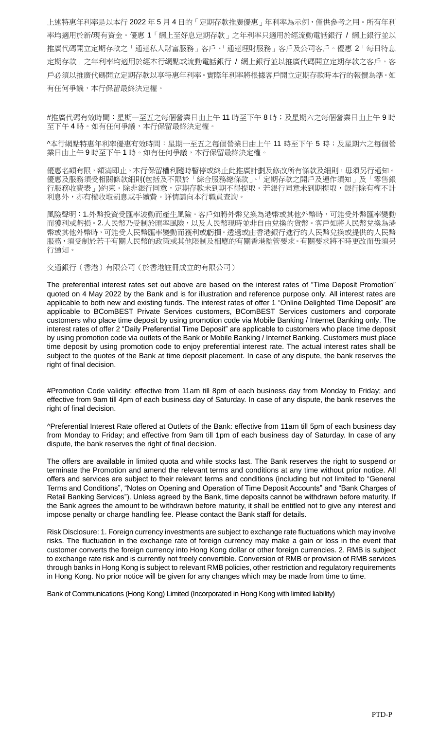上述特惠年利率是以本行 2022 年 5 月 4 日的「定期存款推廣優惠」年利率為示例，僅供參考之用。所有年利率均適用於新/現有資金。優惠 1「網上至好息定期存款」之年利率只適用於經流動電話銀行 / 網上銀行並以推廣代碼開立定期存款之「通達私人財富服務」客戶、「通達理財服務」客戶及公司客戶。優惠 2「每日特息定期存款」之年利率均適用於經本行網點或流動電話銀行 / 網上銀行並以推廣代碼開立定期存款之客戶。客戶必須以推廣代碼開立定期存款以享特惠年利率。實際年利率將根據客戶開立定期存款時本行的報價為準。如有任何爭議，本行保留最終決定權。

#推廣代碼有效時間：星期一至五之每個營業日由上午 11 時至下午 8 時；及星期六之每個營業日由上午 9 時至下午 4 時。如有任何爭議，本行保留最終決定權。

^本行網點特惠年利率優惠有效時間：星期一至五之每個營業日由上午 11 時至下午 5 時；及星期六之每個營業日由上午 9 時至下午 1 時。如有任何爭議，本行保留最終決定權。

優惠名額有限，額滿即止。本行保留權利隨時暫停或終止此推廣計劃及修改所有條款及細則，毋須另行通知。優惠及服務須受相關條款細則(包括及不限於「綜合服務總條款」、「定期存款之開戶及運作須知」及「零售銀行服務收費表」)約束。除非銀行同意，定期存款未到期不得提取。若銀行同意未到期提取，銀行除有權不計利息外，亦有權收取罰息或手續費。詳情請向本行職員查詢。

風險聲明：1.外幣投資受匯率波動而產生風險。客戶如將外幣兌換為港幣或其他外幣時，可能受外幣匯率變動而獲利或虧損。2.人民幣乃受制於匯率風險，以及人民幣現時並非自由兌換的貨幣。客戶如將人民幣兌換為港幣或其他外幣時，可能受人民幣匯率變動而獲利或虧損。透過或由香港銀行進行的人民幣兌換或提供的人民幣服務，須受制於若干有關人民幣的政策或其他限制及相應的有關香港監管要求。有關要求將不時更改而毋須另行通知。

交通銀行（香港）有限公司（於香港註冊成立的有限公司）

The preferential interest rates set out above are based on the interest rates of “Time Deposit Promotion” quoted on 4 May 2022 by the Bank and is for illustration and reference purpose only. All interest rates are applicable to both new and existing funds. The interest rates of offer 1 “Online Delighted Time Deposit” are applicable to BComBEST Private Services customers, BComBEST Services customers and corporate customers who place time deposit by using promotion code via Mobile Banking / Internet Banking only. The interest rates of offer 2 “Daily Preferential Time Deposit” are applicable to customers who place time deposit by using promotion code via outlets of the Bank or Mobile Banking / Internet Banking. Customers must place time deposit by using promotion code to enjoy preferential interest rate. The actual interest rates shall be subject to the quotes of the Bank at time deposit placement. In case of any dispute, the bank reserves the right of final decision.

#Promotion Code validity: effective from 11am till 8pm of each business day from Monday to Friday; and effective from 9am till 4pm of each business day of Saturday. In case of any dispute, the bank reserves the right of final decision.

^Preferential Interest Rate offered at Outlets of the Bank: effective from 11am till 5pm of each business day from Monday to Friday; and effective from 9am till 1pm of each business day of Saturday. In case of any dispute, the bank reserves the right of final decision.

The offers are available in limited quota and while stocks last. The Bank reserves the right to suspend or terminate the Promotion and amend the relevant terms and conditions at any time without prior notice. All offers and services are subject to their relevant terms and conditions (including but not limited to “General Terms and Conditions”, “Notes on Opening and Operation of Time Deposit Accounts” and “Bank Charges of Retail Banking Services”). Unless agreed by the Bank, time deposits cannot be withdrawn before maturity. If the Bank agrees the amount to be withdrawn before maturity, it shall be entitled not to give any interest and impose penalty or charge handling fee. Please contact the Bank staff for details.

Risk Disclosure: 1. Foreign currency investments are subject to exchange rate fluctuations which may involve risks. The fluctuation in the exchange rate of foreign currency may make a gain or loss in the event that customer converts the foreign currency into Hong Kong dollar or other foreign currencies. 2. RMB is subject to exchange rate risk and is currently not freely convertible. Conversion of RMB or provision of RMB services through banks in Hong Kong is subject to relevant RMB policies, other restriction and regulatory requirements in Hong Kong. No prior notice will be given for any changes which may be made from time to time.

Bank of Communications (Hong Kong) Limited (Incorporated in Hong Kong with limited liability)

PTD-P